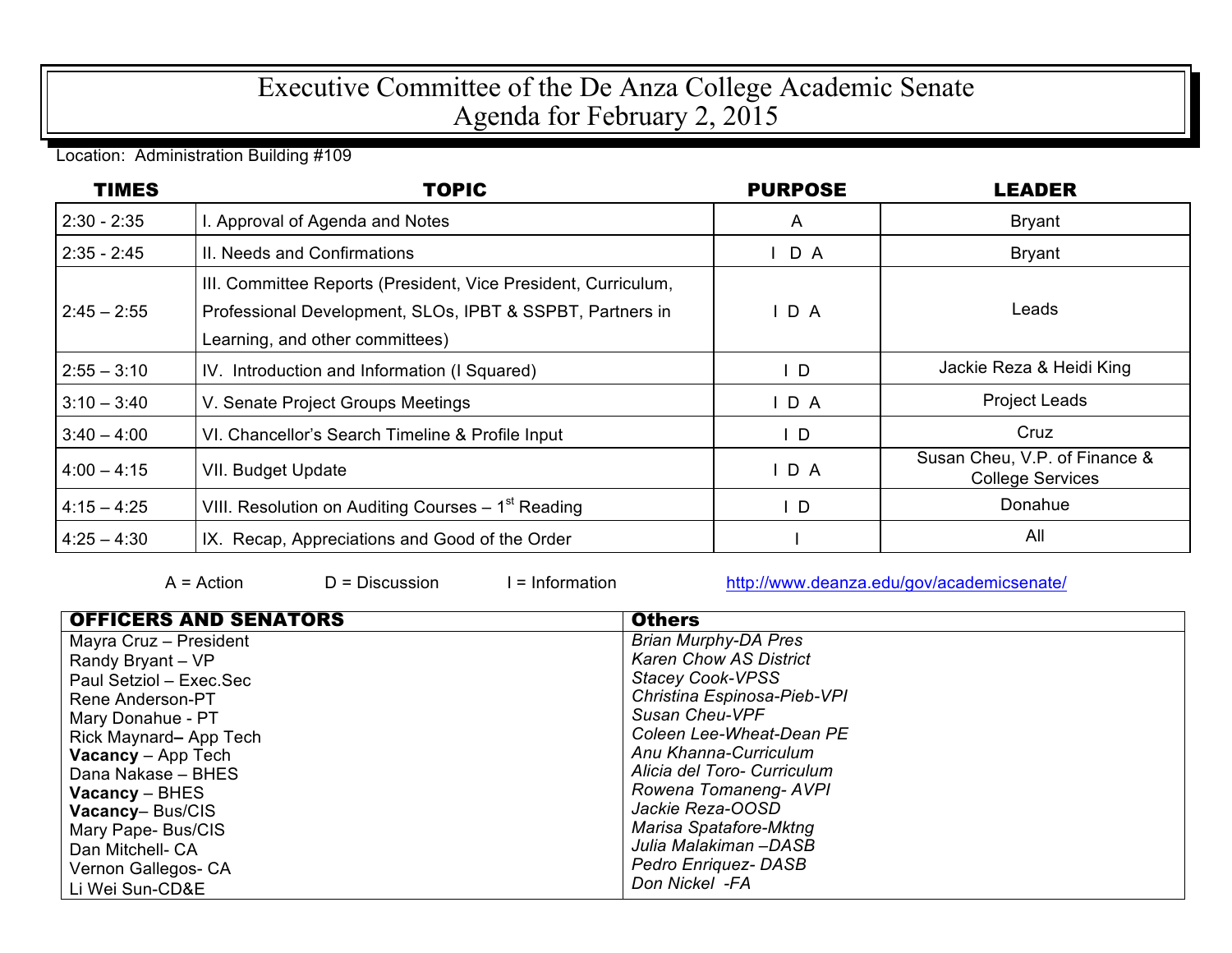# Executive Committee of the De Anza College Academic Senate
# Agenda for February 2, 2015

Location: Administration Building #109

| TIMES | TOPIC | PURPOSE | LEADER |
|---|---|---|---|
| 2:30 - 2:35 | I. Approval of Agenda and Notes | A | Bryant |
| 2:35 - 2:45 | II. Needs and Confirmations | I D A | Bryant |
| 2:45 – 2:55 | III. Committee Reports (President, Vice President, Curriculum, Professional Development, SLOs, IPBT & SSPBT, Partners in Learning, and other committees) | I D A | Leads |
| 2:55 – 3:10 | IV. Introduction and Information (I Squared) | I D | Jackie Reza & Heidi King |
| 3:10 – 3:40 | V. Senate Project Groups Meetings | I D A | Project Leads |
| 3:40 – 4:00 | VI. Chancellor's Search Timeline & Profile Input | I D | Cruz |
| 4:00 – 4:15 | VII. Budget Update | I D A | Susan Cheu, V.P. of Finance & College Services |
| 4:15 – 4:25 | VIII. Resolution on Auditing Courses – 1st Reading | I D | Donahue |
| 4:25 – 4:30 | IX. Recap, Appreciations and Good of the Order | I | All |

A = Action D = Discussion I = Information http://www.deanza.edu/gov/academicsenate/

| OFFICERS AND SENATORS | Others |
|---|---|
| Mayra Cruz – President | *Brian Murphy-DA Pres* |
| Randy Bryant – VP | *Karen Chow AS District* |
| Paul Setziol – Exec.Sec | *Stacey Cook-VPSS* |
| Rene Anderson-PT | *Christina Espinosa-Pieb-VPI* |
| Mary Donahue - PT | *Susan Cheu-VPF* |
| Rick Maynard**–** App Tech | *Coleen Lee-Wheat-Dean PE* |
| **Vacancy** – App Tech | *Anu Khanna-Curriculum* |
| Dana Nakase – BHES | *Alicia del Toro- Curriculum* |
| **Vacancy** – BHES | *Rowena Tomaneng- AVPI* |
| **Vacancy**– Bus/CIS | *Jackie Reza-OOSD* |
| Mary Pape- Bus/CIS | *Marisa Spatafore-Mktng* |
| Dan Mitchell- CA | *Julia Malakiman –DASB* |
| Vernon Gallegos- CA | *Pedro Enriquez- DASB* |
| Li Wei Sun-CD&E | *Don Nickel -FA* |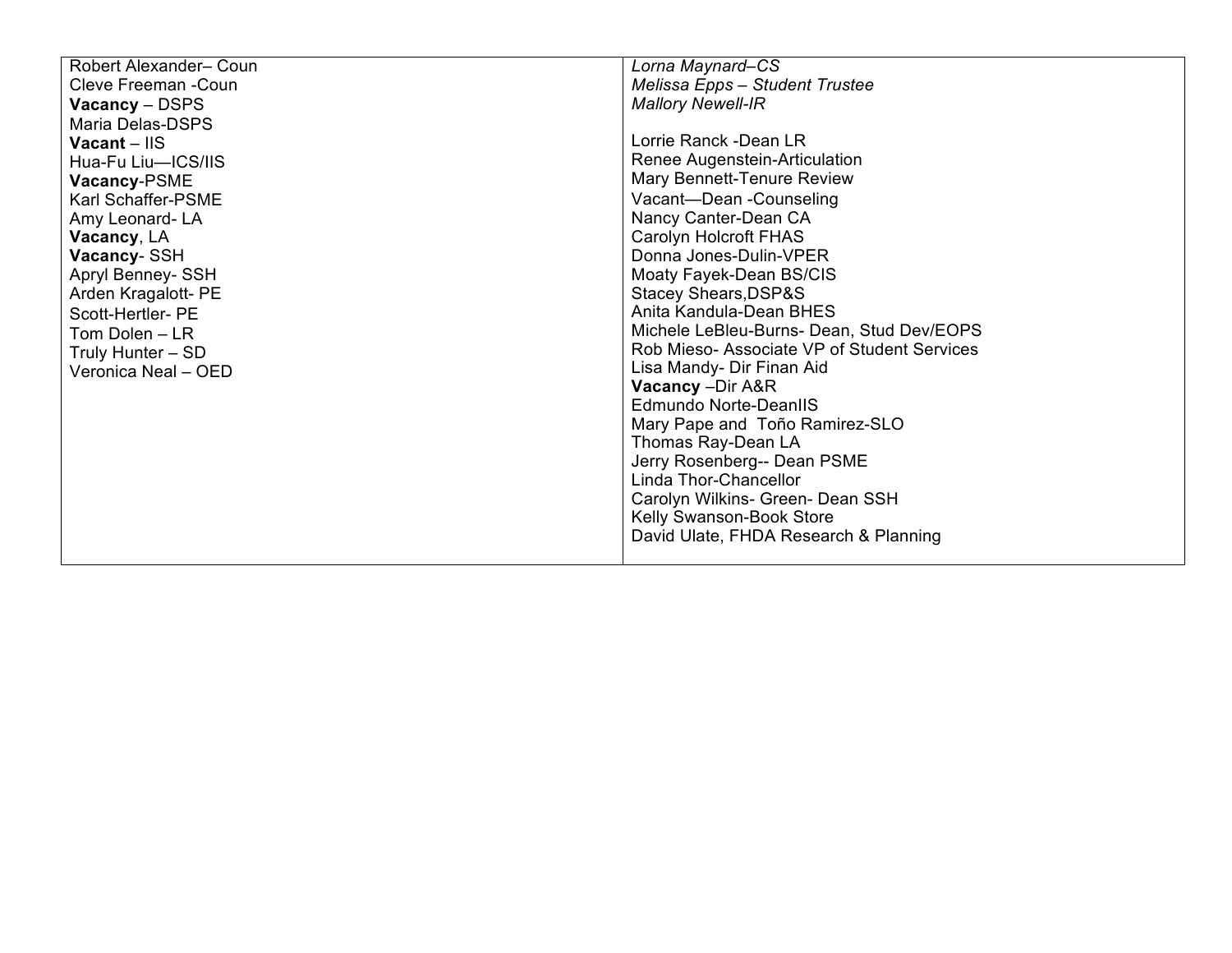| | |
|---|---|
| Robert Alexander– Coun<br>Cleve Freeman -Coun<br>**Vacancy** – DSPS<br>Maria Delas-DSPS<br>**Vacant** – IIS<br>Hua-Fu Liu—ICS/IIS<br>**Vacancy**-PSME<br>Karl Schaffer-PSME<br>Amy Leonard- LA<br>**Vacancy**, LA<br>**Vacancy**- SSH<br>Apryl Benney- SSH<br>Arden Kragalott- PE<br>Scott-Hertler- PE<br>Tom Dolen – LR<br>Truly Hunter – SD<br>Veronica Neal – OED | *Lorna Maynard–CS*<br>*Melissa Epps – Student Trustee*<br>*Mallory Newell-IR*<br><br>Lorrie Ranck -Dean LR<br>Renee Augenstein-Articulation<br>Mary Bennett-Tenure Review<br>Vacant—Dean -Counseling<br>Nancy Canter-Dean CA<br>Carolyn Holcroft FHAS<br>Donna Jones-Dulin-VPER<br>Moaty Fayek-Dean BS/CIS<br>Stacey Shears,DSP&S<br>Anita Kandula-Dean BHES<br>Michele LeBleu-Burns- Dean, Stud Dev/EOPS<br>Rob Mieso- Associate VP of Student Services<br>Lisa Mandy- Dir Finan Aid<br>**Vacancy** –Dir A&R<br>Edmundo Norte-DeanIIS<br>Mary Pape and Toño Ramirez-SLO<br>Thomas Ray-Dean LA<br>Jerry Rosenberg-- Dean PSME<br>Linda Thor-Chancellor<br>Carolyn Wilkins- Green- Dean SSH<br>Kelly Swanson-Book Store<br>David Ulate, FHDA Research & Planning |